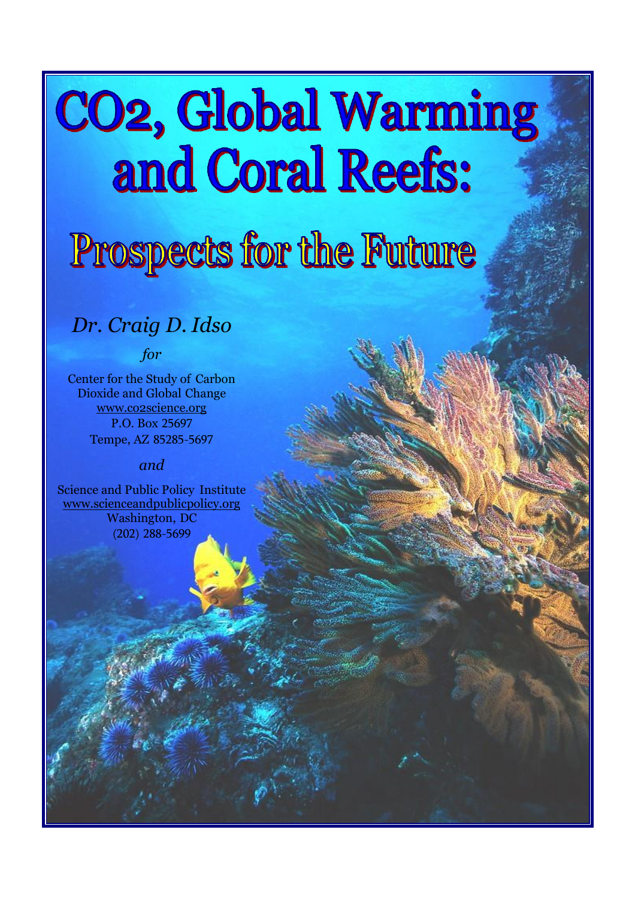# CO2, Global Warming and Coral Reefs:

## Prospects for the Future

*Dr. Craig D. Idso*

*for*

Center for the Study of Carbon Dioxide and Global Change
www.co2science.org
P.O. Box 25697
Tempe, AZ 85285-5697

*and*

Science and Public Policy Institute
www.scienceandpublicpolicy.org
Washington, DC
(202) 288-5699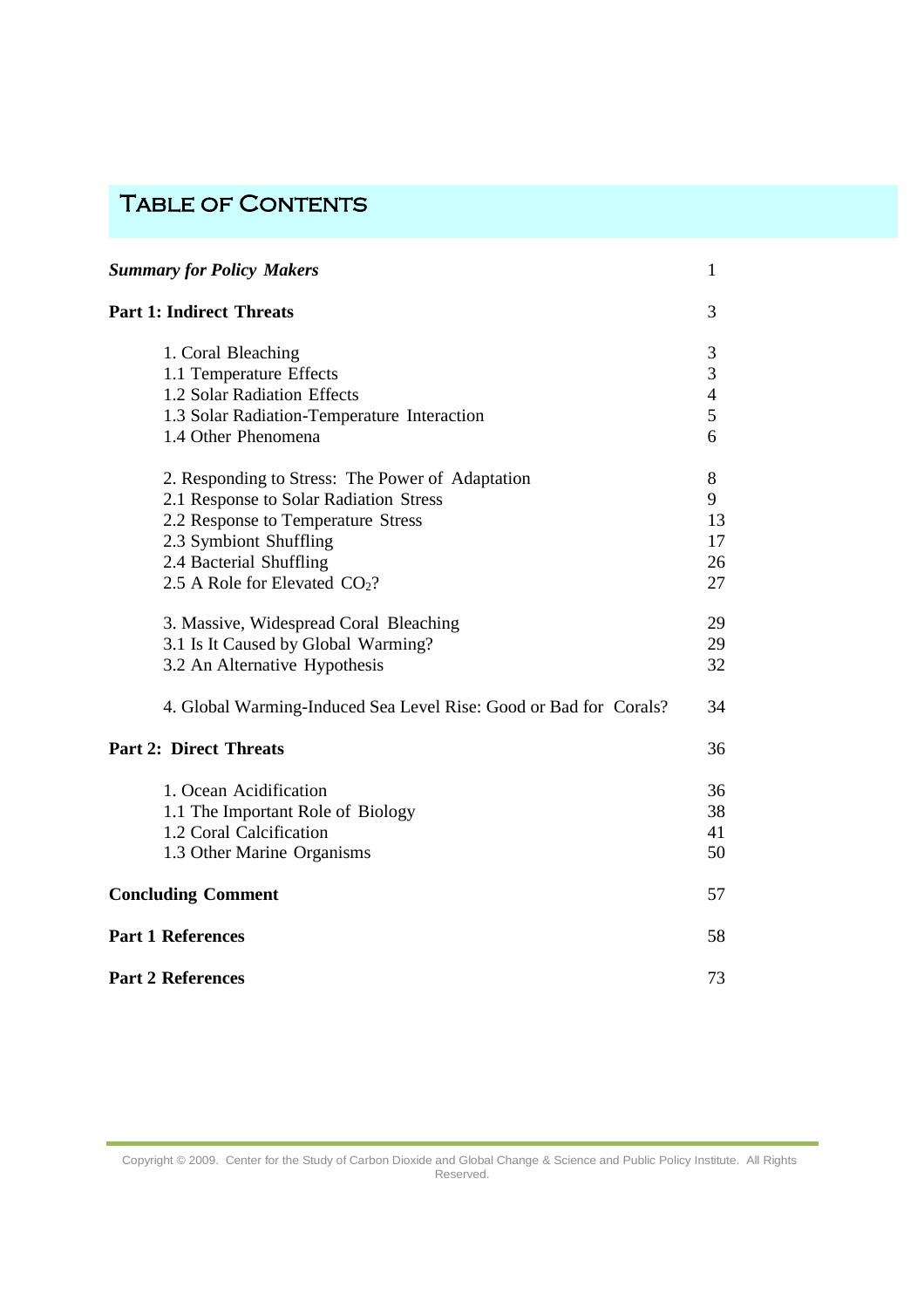# Table of Contents

| | |
|---|---|
| ***Summary for Policy Makers*** | 1 |
| **Part 1: Indirect Threats** | 3 |
| 1. Coral Bleaching | 3 |
| 1.1 Temperature Effects | 3 |
| 1.2 Solar Radiation Effects | 4 |
| 1.3 Solar Radiation-Temperature Interaction | 5 |
| 1.4 Other Phenomena | 6 |
| 2. Responding to Stress: The Power of Adaptation | 8 |
| 2.1 Response to Solar Radiation Stress | 9 |
| 2.2 Response to Temperature Stress | 13 |
| 2.3 Symbiont Shuffling | 17 |
| 2.4 Bacterial Shuffling | 26 |
| 2.5 A Role for Elevated $CO_2$? | 27 |
| 3. Massive, Widespread Coral Bleaching | 29 |
| 3.1 Is It Caused by Global Warming? | 29 |
| 3.2 An Alternative Hypothesis | 32 |
| 4. Global Warming-Induced Sea Level Rise: Good or Bad for Corals? | 34 |
| **Part 2: Direct Threats** | 36 |
| 1. Ocean Acidification | 36 |
| 1.1 The Important Role of Biology | 38 |
| 1.2 Coral Calcification | 41 |
| 1.3 Other Marine Organisms | 50 |
| **Concluding Comment** | 57 |
| **Part 1 References** | 58 |
| **Part 2 References** | 73 |

Copyright © 2009. Center for the Study of Carbon Dioxide and Global Change & Science and Public Policy Institute. All Rights Reserved.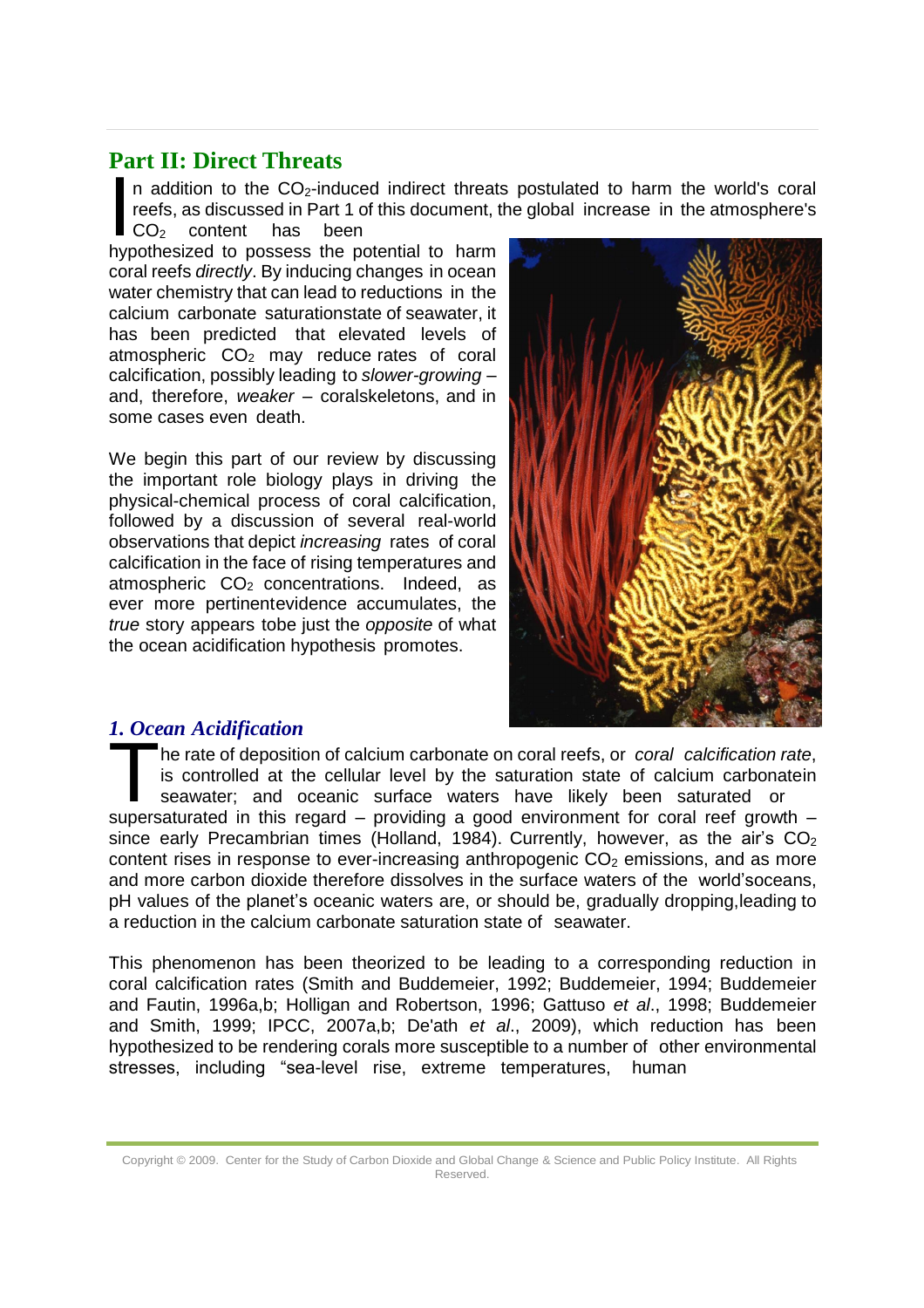## Part II: Direct Threats

In addition to the $CO_2$-induced indirect threats postulated to harm the world's coral reefs, as discussed in Part 1 of this document, the global increase in the atmosphere's $CO_2$ content has been hypothesized to possess the potential to harm coral reefs *directly*. By inducing changes in ocean water chemistry that can lead to reductions in the calcium carbonate saturationstate of seawater, it has been predicted that elevated levels of atmospheric $CO_2$ may reduce rates of coral calcification, possibly leading to *slower-growing* – and, therefore, *weaker* – coralskeletons, and in some cases even death.

We begin this part of our review by discussing the important role biology plays in driving the physical-chemical process of coral calcification, followed by a discussion of several real-world observations that depict *increasing* rates of coral calcification in the face of rising temperatures and atmospheric $CO_2$ concentrations. Indeed, as ever more pertinentevidence accumulates, the *true* story appears tobe just the *opposite* of what the ocean acidification hypothesis promotes.

### *1. Ocean Acidification*

The rate of deposition of calcium carbonate on coral reefs, or *coral calcification rate*, is controlled at the cellular level by the saturation state of calcium carbonatein seawater; and oceanic surface waters have likely been saturated or supersaturated in this regard – providing a good environment for coral reef growth – since early Precambrian times (Holland, 1984). Currently, however, as the air's $CO_2$ content rises in response to ever-increasing anthropogenic $CO_2$ emissions, and as more and more carbon dioxide therefore dissolves in the surface waters of the world'soceans, pH values of the planet's oceanic waters are, or should be, gradually dropping,leading to a reduction in the calcium carbonate saturation state of seawater.

This phenomenon has been theorized to be leading to a corresponding reduction in coral calcification rates (Smith and Buddemeier, 1992; Buddemeier, 1994; Buddemeier and Fautin, 1996a,b; Holligan and Robertson, 1996; Gattuso *et al*., 1998; Buddemeier and Smith, 1999; IPCC, 2007a,b; De'ath *et al*., 2009), which reduction has been hypothesized to be rendering corals more susceptible to a number of other environmental stresses, including "sea-level rise, extreme temperatures, human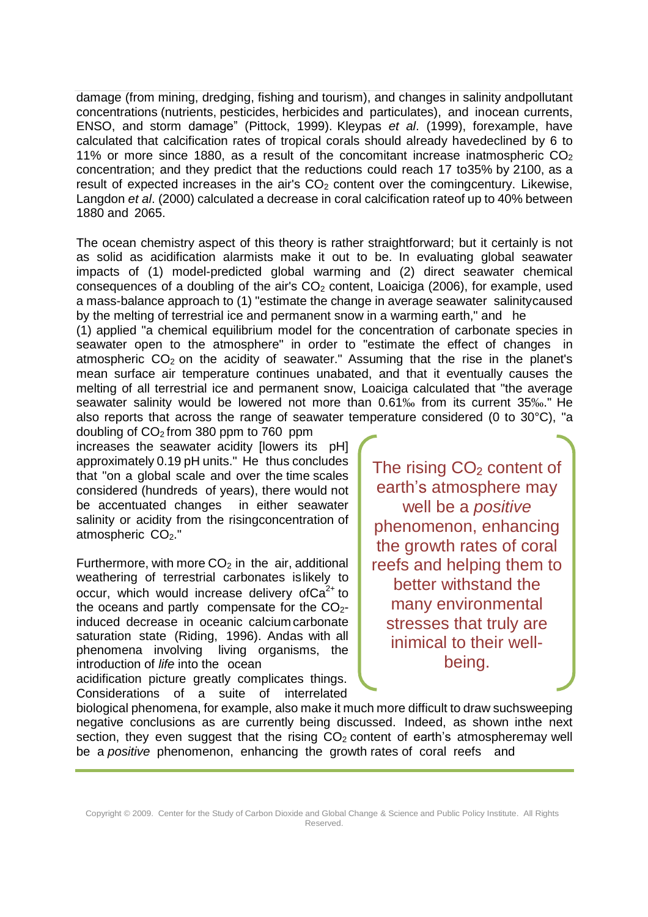damage (from mining, dredging, fishing and tourism), and changes in salinity and pollutant concentrations (nutrients, pesticides, herbicides and particulates), and in ocean currents, ENSO, and storm damage" (Pittock, 1999). Kleypas *et al*. (1999), for example, have calculated that calcification rates of tropical corals should already have declined by 6 to 11% or more since 1880, as a result of the concomitant increase in atmospheric $CO_2$ concentration; and they predict that the reductions could reach 17 to 35% by 2100, as a result of expected increases in the air's $CO_2$ content over the coming century. Likewise, Langdon *et al*. (2000) calculated a decrease in coral calcification rate of up to 40% between 1880 and 2065.

The ocean chemistry aspect of this theory is rather straightforward; but it certainly is not as solid as acidification alarmists make it out to be. In evaluating global seawater impacts of (1) model-predicted global warming and (2) direct seawater chemical consequences of a doubling of the air's $CO_2$ content, Loaiciga (2006), for example, used a mass-balance approach to (1) "estimate the change in average seawater salinity caused by the melting of terrestrial ice and permanent snow in a warming earth," and he (1) applied "a chemical equilibrium model for the concentration of carbonate species in seawater open to the atmosphere" in order to "estimate the effect of changes in atmospheric $CO_2$ on the acidity of seawater." Assuming that the rise in the planet's mean surface air temperature continues unabated, and that it eventually causes the melting of all terrestrial ice and permanent snow, Loaiciga calculated that "the average seawater salinity would be lowered not more than 0.61‰ from its current 35‰." He also reports that across the range of seawater temperature considered (0 to 30°C), "a doubling of $CO_2$ from 380 ppm to 760 ppm increases the seawater acidity [lowers its pH] approximately 0.19 pH units." He thus concludes that "on a global scale and over the time scales considered (hundreds of years), there would not be accentuated changes in either seawater salinity or acidity from the rising concentration of atmospheric $CO_2$."

Furthermore, with more $CO_2$ in the air, additional weathering of terrestrial carbonates is likely to occur, which would increase delivery of $Ca^{2+}$ to the oceans and partly compensate for the $CO_2$-induced decrease in oceanic calcium carbonate saturation state (Riding, 1996). And as with all phenomena involving living organisms, the introduction of *life* into the ocean acidification picture greatly complicates things. Considerations of a suite of interrelated biological phenomena, for example, also make it much more difficult to draw such sweeping negative conclusions as are currently being discussed. Indeed, as shown in the next section, they even suggest that the rising $CO_2$ content of earth's atmosphere may well be a *positive* phenomenon, enhancing the growth rates of coral reefs and

> The rising $CO_2$ content of earth's atmosphere may well be a *positive* phenomenon, enhancing the growth rates of coral reefs and helping them to better withstand the many environmental stresses that truly are inimical to their well-being.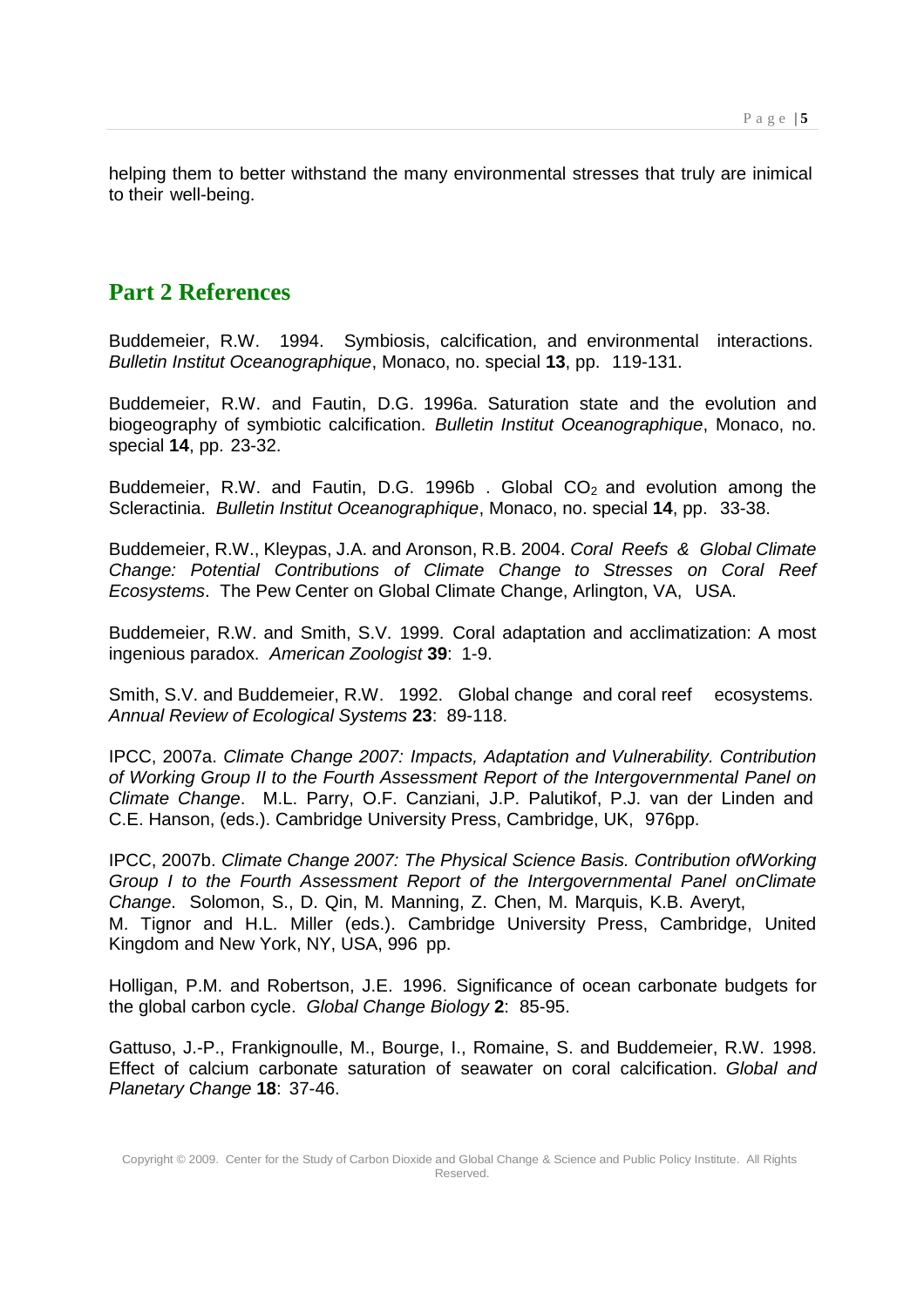helping them to better withstand the many environmental stresses that truly are inimical to their well-being.

## Part 2 References

Buddemeier, R.W. 1994. Symbiosis, calcification, and environmental interactions. *Bulletin Institut Oceanographique*, Monaco, no. special **13**, pp. 119-131.

Buddemeier, R.W. and Fautin, D.G. 1996a. Saturation state and the evolution and biogeography of symbiotic calcification. *Bulletin Institut Oceanographique*, Monaco, no. special **14**, pp. 23-32.

Buddemeier, R.W. and Fautin, D.G. 1996b . Global $CO_2$ and evolution among the Scleractinia. *Bulletin Institut Oceanographique*, Monaco, no. special **14**, pp. 33-38.

Buddemeier, R.W., Kleypas, J.A. and Aronson, R.B. 2004. *Coral Reefs & Global Climate Change: Potential Contributions of Climate Change to Stresses on Coral Reef Ecosystems*. The Pew Center on Global Climate Change, Arlington, VA, USA.

Buddemeier, R.W. and Smith, S.V. 1999. Coral adaptation and acclimatization: A most ingenious paradox. *American Zoologist* **39**: 1-9.

Smith, S.V. and Buddemeier, R.W. 1992. Global change and coral reef ecosystems. *Annual Review of Ecological Systems* **23**: 89-118.

IPCC, 2007a. *Climate Change 2007: Impacts, Adaptation and Vulnerability. Contribution of Working Group II to the Fourth Assessment Report of the Intergovernmental Panel on Climate Change*. M.L. Parry, O.F. Canziani, J.P. Palutikof, P.J. van der Linden and C.E. Hanson, (eds.). Cambridge University Press, Cambridge, UK, 976pp.

IPCC, 2007b. *Climate Change 2007: The Physical Science Basis. Contribution ofWorking Group I to the Fourth Assessment Report of the Intergovernmental Panel onClimate Change*. Solomon, S., D. Qin, M. Manning, Z. Chen, M. Marquis, K.B. Averyt, M. Tignor and H.L. Miller (eds.). Cambridge University Press, Cambridge, United Kingdom and New York, NY, USA, 996 pp.

Holligan, P.M. and Robertson, J.E. 1996. Significance of ocean carbonate budgets for the global carbon cycle. *Global Change Biology* **2**: 85-95.

Gattuso, J.-P., Frankignoulle, M., Bourge, I., Romaine, S. and Buddemeier, R.W. 1998. Effect of calcium carbonate saturation of seawater on coral calcification. *Global and Planetary Change* **18**: 37-46.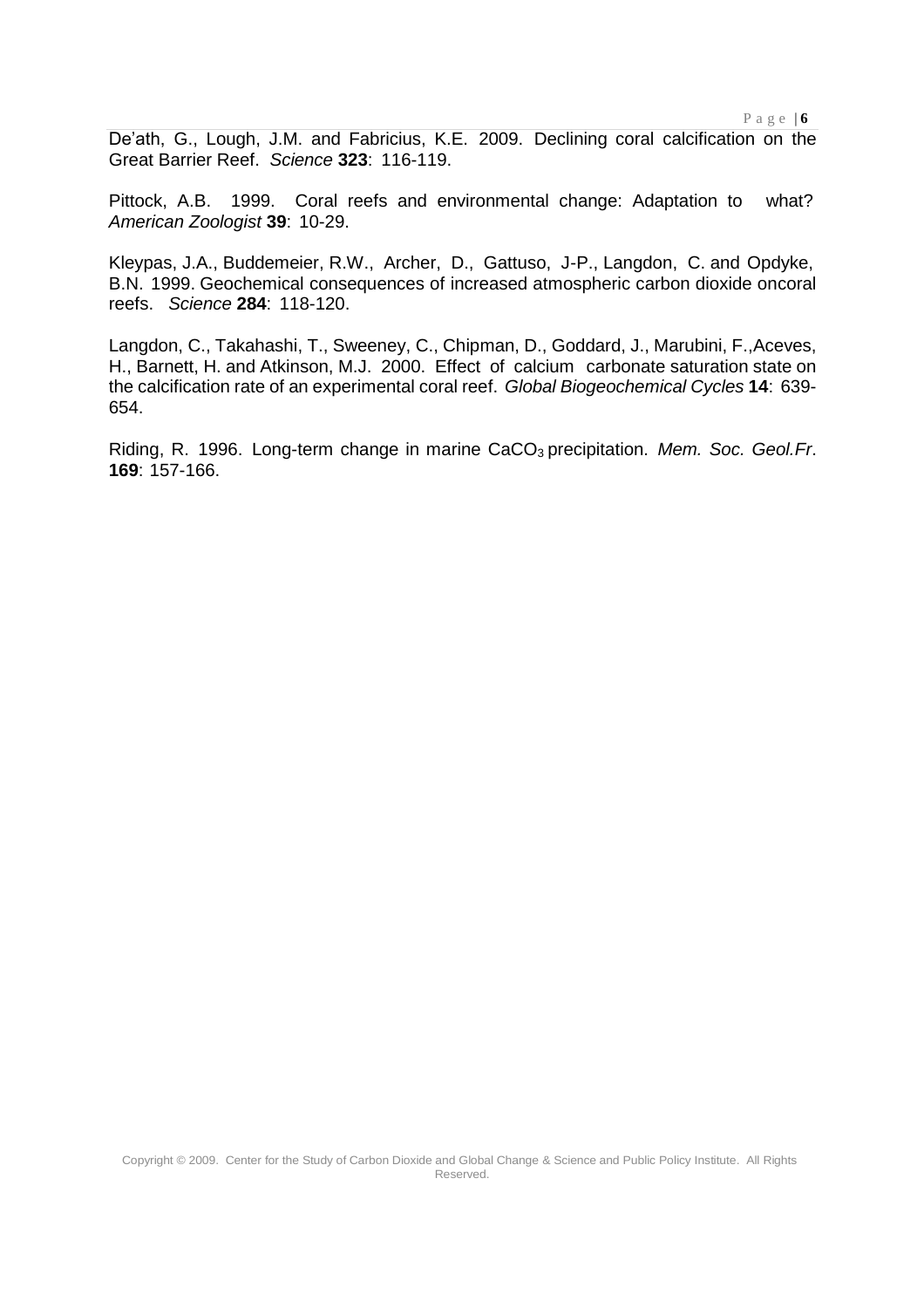De'ath, G., Lough, J.M. and Fabricius, K.E. 2009. Declining coral calcification on the Great Barrier Reef. *Science* **323**: 116-119.

Pittock, A.B. 1999. Coral reefs and environmental change: Adaptation to what? *American Zoologist* **39**: 10-29.

Kleypas, J.A., Buddemeier, R.W., Archer, D., Gattuso, J-P., Langdon, C. and Opdyke, B.N. 1999. Geochemical consequences of increased atmospheric carbon dioxide oncoral reefs. *Science* **284**: 118-120.

Langdon, C., Takahashi, T., Sweeney, C., Chipman, D., Goddard, J., Marubini, F.,Aceves, H., Barnett, H. and Atkinson, M.J. 2000. Effect of calcium carbonate saturation state on the calcification rate of an experimental coral reef. *Global Biogeochemical Cycles* **14**: 639-654.

Riding, R. 1996. Long-term change in marine $CaCO_3$ precipitation. *Mem. Soc. Geol.Fr*. **169**: 157-166.

Copyright © 2009. Center for the Study of Carbon Dioxide and Global Change & Science and Public Policy Institute. All Rights Reserved.